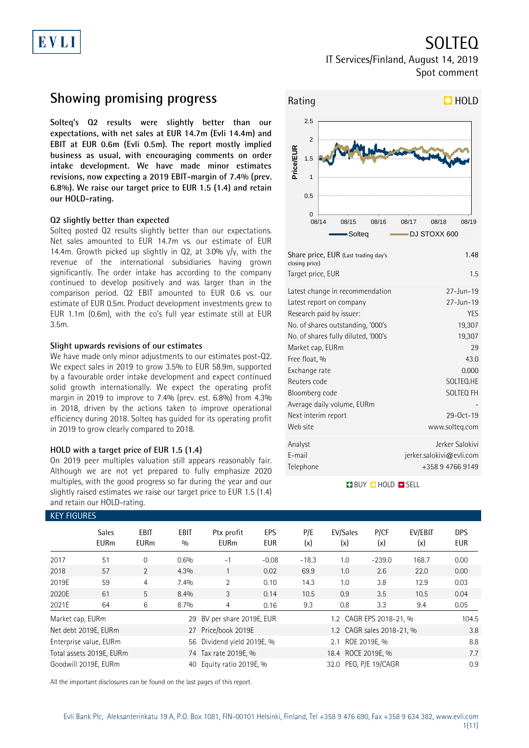# SOLTEQ

IT Services/Finland, August 14, 2019

Spot comment

## Showing promising progress

**Solteq's Q2 results were slightly better than our expectations, with net sales at EUR 14.7m (Evli 14.4m) and EBIT at EUR 0.6m (Evli 0.5m). The report mostly implied business as usual, with encouraging comments on order intake development. We have made minor estimates revisions, now expecting a 2019 EBIT-margin of 7.4% (prev. 6.8%). We raise our target price to EUR 1.5 (1.4) and retain our HOLD-rating.**

### Q2 slightly better than expected

Solteq posted Q2 results slightly better than our expectations. Net sales amounted to EUR 14.7m vs. our estimate of EUR 14.4m. Growth picked up slightly in Q2, at 3.0% y/y, with the revenue of the international subsidiaries having grown significantly. The order intake has according to the company continued to develop positively and was larger than in the comparison period. Q2 EBIT amounted to EUR 0.6 vs. our estimate of EUR 0.5m. Product development investments grew to EUR 1.1m (0.6m), with the co's full year estimate still at EUR 3.5m.

### Slight upwards revisions of our estimates

We have made only minor adjustments to our estimates post-Q2. We expect sales in 2019 to grow 3.5% to EUR 58.9m, supported by a favourable order intake development and expect continued solid growth internationally. We expect the operating profit margin in 2019 to improve to 7.4% (prev. est. 6.8%) from 4.3% in 2018, driven by the actions taken to improve operational efficiency during 2018. Solteq has guided for its operating profit in 2019 to grow clearly compared to 2018.

### HOLD with a target price of EUR 1.5 (1.4)

On 2019 peer multiples valuation still appears reasonably fair. Although we are not yet prepared to fully emphasize 2020 multiples, with the good progress so far during the year and our slightly raised estimates we raise our target price to EUR 1.5 (1.4) and retain our HOLD-rating.

**Rating: HOLD**

| | |
|---|---|
| Share price, EUR (Last trading day's closing price) | 1.48 |
| Target price, EUR | 1.5 |
| Latest change in recommendation | 27-Jun-19 |
| Latest report on company | 27-Jun-19 |
| Research paid by issuer: | YES |
| No. of shares outstanding, '000's | 19,307 |
| No. of shares fully diluted, '000's | 19,307 |
| Market cap, EURm | 29 |
| Free float, % | 43.0 |
| Exchange rate | 0.000 |
| Reuters code | SOLTEQ.HE |
| Bloomberg code | SOLTEQ FH |
| Average daily volume, EURm | - |
| Next interim report | 29-Oct-19 |
| Web site | www.solteq.com |
| Analyst | Jerker Salokivi |
| E-mail | jerker.salokivi@evli.com |
| Telephone | +358 9 4766 9149 |

BUY HOLD SELL

### KEY FIGURES

| | Sales EURm | EBIT EURm | EBIT % | Ptx profit EURm | EPS EUR | P/E (x) | EV/Sales (x) | P/CF (x) | EV/EBIT (x) | DPS EUR |
|---|---|---|---|---|---|---|---|---|---|---|
| 2017 | 51 | 0 | 0.6% | -1 | -0.08 | -18.3 | 1.0 | -239.0 | 168.7 | 0.00 |
| 2018 | 57 | 2 | 4.3% | 1 | 0.02 | 69.9 | 1.0 | 2.6 | 22.0 | 0.00 |
| 2019E | 59 | 4 | 7.4% | 2 | 0.10 | 14.3 | 1.0 | 3.8 | 12.9 | 0.03 |
| 2020E | 61 | 5 | 8.4% | 3 | 0.14 | 10.5 | 0.9 | 3.5 | 10.5 | 0.04 |
| 2021E | 64 | 6 | 8.7% | 4 | 0.16 | 9.3 | 0.8 | 3.3 | 9.4 | 0.05 |

| | | | | | |
|---|---|---|---|---|---|
| Market cap, EURm | 29 | BV per share 2019E, EUR | 1.2 | CAGR EPS 2018-21, % | 104.5 |
| Net debt 2019E, EURm | 27 | Price/book 2019E | 1.2 | CAGR sales 2018-21, % | 3.8 |
| Enterprise value, EURm | 56 | Dividend yield 2019E, % | 2.1 | ROE 2019E, % | 8.8 |
| Total assets 2019E, EURm | 74 | Tax rate 2019E, % | 18.4 | ROCE 2019E, % | 7.7 |
| Goodwill 2019E, EURm | 40 | Equity ratio 2019E, % | 32.0 | PEG, P/E 19/CAGR | 0.9 |

All the important disclosures can be found on the last pages of this report.

Evli Bank Plc, Aleksanterinkatu 19 A, P.O. Box 1081, FIN-00101 Helsinki, Finland, Tel +358 9 476 690, Fax +358 9 634 382, www.evli.com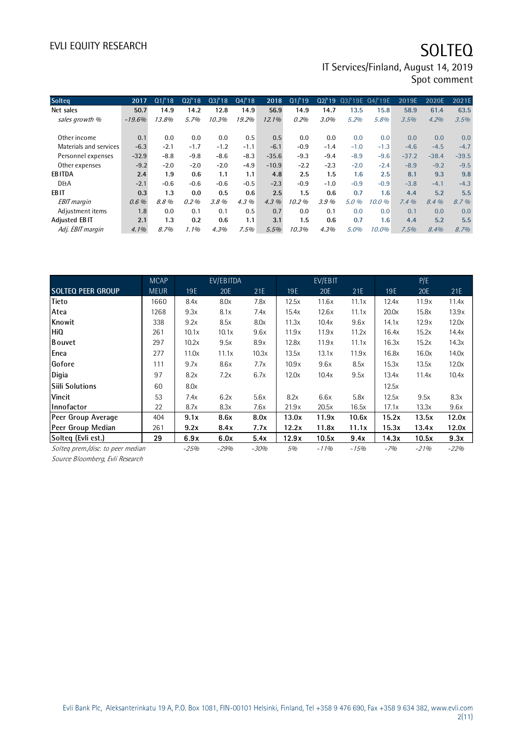# SOLTEQ

IT Services/Finland, August 14, 2019

Spot comment

| Solteq | 2017 | Q1/'18 | Q2/'18 | Q3/'18 | Q4/'18 | 2018 | Q1/'19 | Q2/'19 | Q3/'19E | Q4/'19E | 2019E | 2020E | 2021E |
|---|---|---|---|---|---|---|---|---|---|---|---|---|---|
| **Net sales** | **50.7** | **14.9** | **14.2** | **12.8** | **14.9** | **56.9** | **14.9** | **14.7** | **13.5** | **15.8** | **58.9** | **61.4** | **63.5** |
| *sales growth %* | *-19.6%* | *13.8%* | *5.7%* | *10.3%* | *19.2%* | *12.1%* | *0.2%* | *3.0%* | *5.2%* | *5.8%* | *3.5%* | *4.2%* | *3.5%* |
| | | | | | | | | | | | | | |
| Other income | 0.1 | 0.0 | 0.0 | 0.0 | 0.5 | 0.5 | 0.0 | 0.0 | 0.0 | 0.0 | 0.0 | 0.0 | 0.0 |
| Materials and services | -6.3 | -2.1 | -1.7 | -1.2 | -1.1 | -6.1 | -0.9 | -1.4 | -1.0 | -1.3 | -4.6 | -4.5 | -4.7 |
| Personnel expenses | -32.9 | -8.8 | -9.8 | -8.6 | -8.3 | -35.6 | -9.3 | -9.4 | -8.9 | -9.6 | -37.2 | -38.4 | -39.5 |
| Other expenses | -9.2 | -2.0 | -2.0 | -2.0 | -4.9 | -10.9 | -2.2 | -2.3 | -2.0 | -2.4 | -8.9 | -9.2 | -9.5 |
| **EBITDA** | **2.4** | **1.9** | **0.6** | **1.1** | **1.1** | **4.8** | **2.5** | **1.5** | **1.6** | **2.5** | **8.1** | **9.3** | **9.8** |
| D&A | -2.1 | -0.6 | -0.6 | -0.6 | -0.5 | -2.3 | -0.9 | -1.0 | -0.9 | -0.9 | -3.8 | -4.1 | -4.3 |
| **EBIT** | **0.3** | **1.3** | **0.0** | **0.5** | **0.6** | **2.5** | **1.5** | **0.6** | **0.7** | **1.6** | **4.4** | **5.2** | **5.5** |
| *EBIT margin* | *0.6 %* | *8.8 %* | *0.2 %* | *3.8 %* | *4.3 %* | *4.3 %* | *10.2 %* | *3.9 %* | *5.0 %* | *10.0 %* | *7.4 %* | *8.4 %* | *8.7 %* |
| Adjustment items | 1.8 | 0.0 | 0.1 | 0.1 | 0.5 | 0.7 | 0.0 | 0.1 | 0.0 | 0.0 | 0.1 | 0.0 | 0.0 |
| **Adjusted EBIT** | **2.1** | **1.3** | **0.2** | **0.6** | **1.1** | **3.1** | **1.5** | **0.6** | **0.7** | **1.6** | **4.4** | **5.2** | **5.5** |
| *Adj. EBIT margin* | *4.1%* | *8.7%* | *1.1%* | *4.3%* | *7.5%* | *5.5%* | *10.3%* | *4.3%* | *5.0%* | *10.0%* | *7.5%* | *8.4%* | *8.7%* |

| | MCAP | EV/EBITDA | | | EV/EBIT | | | P/E | | |
|---|---|---|---|---|---|---|---|---|---|---|
| **SOLTEQ PEER GROUP** | MEUR | 19E | 20E | 21E | 19E | 20E | 21E | 19E | 20E | 21E |
| Tieto | 1660 | 8.4x | 8.0x | 7.8x | 12.5x | 11.6x | 11.1x | 12.4x | 11.9x | 11.4x |
| Atea | 1268 | 9.3x | 8.1x | 7.4x | 15.4x | 12.6x | 11.1x | 20.0x | 15.8x | 13.9x |
| Knowit | 338 | 9.2x | 8.5x | 8.0x | 11.3x | 10.4x | 9.6x | 14.1x | 12.9x | 12.0x |
| HiQ | 261 | 10.1x | 10.1x | 9.6x | 11.9x | 11.9x | 11.2x | 16.4x | 15.2x | 14.4x |
| Bouvet | 297 | 10.2x | 9.5x | 8.9x | 12.8x | 11.9x | 11.1x | 16.3x | 15.2x | 14.3x |
| Enea | 277 | 11.0x | 11.1x | 10.3x | 13.5x | 13.1x | 11.9x | 16.8x | 16.0x | 14.0x |
| Gofore | 111 | 9.7x | 8.6x | 7.7x | 10.9x | 9.6x | 8.5x | 15.3x | 13.5x | 12.0x |
| Digia | 97 | 8.2x | 7.2x | 6.7x | 12.0x | 10.4x | 9.5x | 13.4x | 11.4x | 10.4x |
| Siili Solutions | 60 | 8.0x | | | | | | 12.5x | | |
| Vincit | 53 | 7.4x | 6.2x | 5.6x | 8.2x | 6.6x | 5.8x | 12.5x | 9.5x | 8.3x |
| Innofactor | 22 | 8.7x | 8.3x | 7.6x | 21.9x | 20.5x | 16.5x | 17.1x | 13.3x | 9.6x |
| **Peer Group Average** | 404 | **9.1x** | **8.6x** | **8.0x** | **13.0x** | **11.9x** | **10.6x** | **15.2x** | **13.5x** | **12.0x** |
| **Peer Group Median** | 261 | **9.2x** | **8.4x** | **7.7x** | **12.2x** | **11.8x** | **11.1x** | **15.3x** | **13.4x** | **12.0x** |
| **Solteq (Evli est.)** | **29** | **6.9x** | **6.0x** | **5.4x** | **12.9x** | **10.5x** | **9.4x** | **14.3x** | **10.5x** | **9.3x** |
| *Solteq prem./disc. to peer median* | | *-25%* | *-29%* | *-30%* | *5%* | *-11%* | *-15%* | *-7%* | *-21%* | *-22%* |

*Source Bloomberg, Evli Research*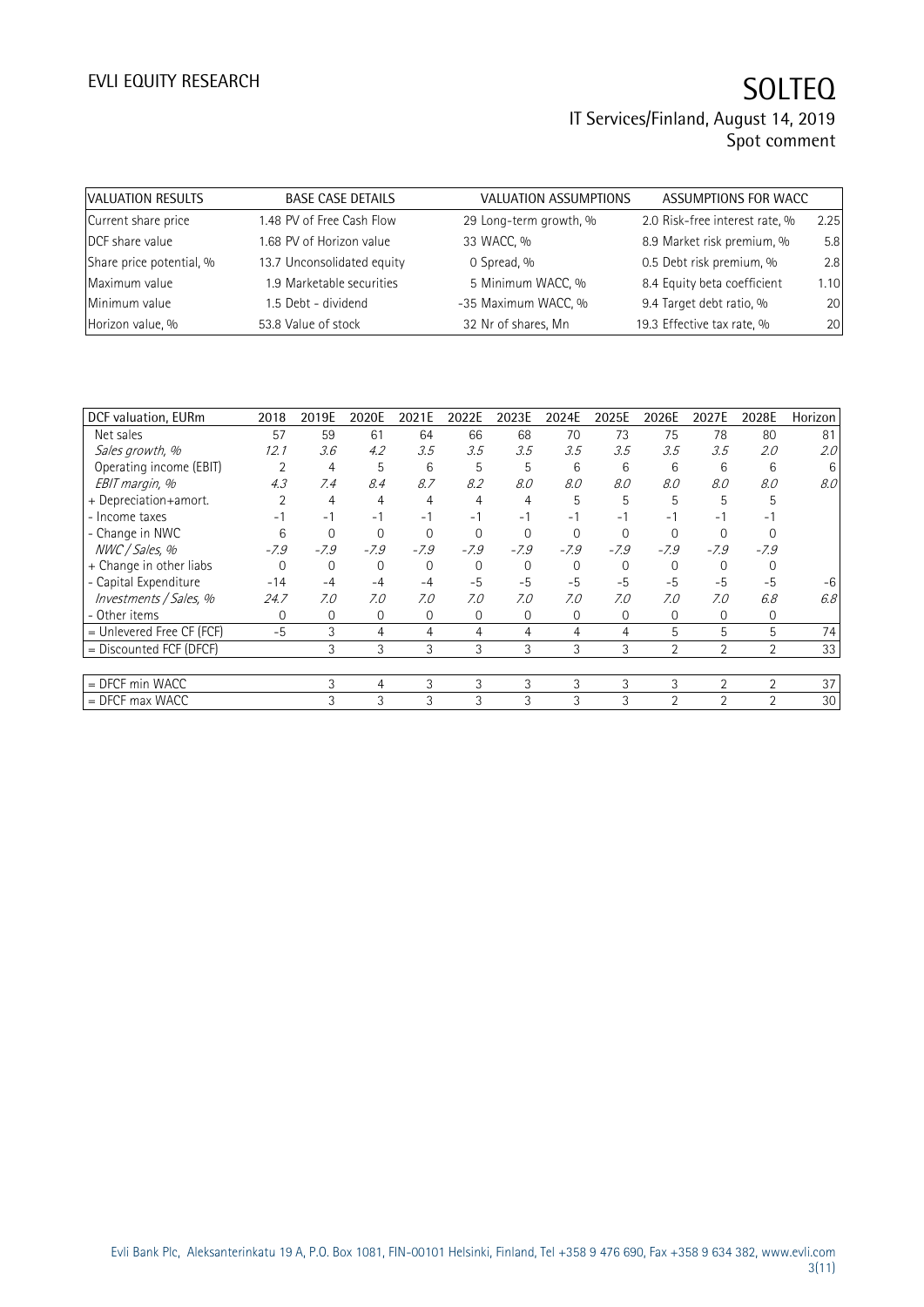| VALUATION RESULTS | | BASE CASE DETAILS | | VALUATION ASSUMPTIONS | | ASSUMPTIONS FOR WACC | |
|---|---|---|---|---|---|---|---|
| Current share price | 1.48 | PV of Free Cash Flow | 29 | Long-term growth, % | 2.0 | Risk-free interest rate, % | 2.25 |
| DCF share value | 1.68 | PV of Horizon value | 33 | WACC, % | 8.9 | Market risk premium, % | 5.8 |
| Share price potential, % | 13.7 | Unconsolidated equity | 0 | Spread, % | 0.5 | Debt risk premium, % | 2.8 |
| Maximum value | 1.9 | Marketable securities | 5 | Minimum WACC, % | 8.4 | Equity beta coefficient | 1.10 |
| Minimum value | 1.5 | Debt - dividend | -35 | Maximum WACC, % | 9.4 | Target debt ratio, % | 20 |
| Horizon value, % | 53.8 | Value of stock | 32 | Nr of shares, Mn | 19.3 | Effective tax rate, % | 20 |

| DCF valuation, EURm | 2018 | 2019E | 2020E | 2021E | 2022E | 2023E | 2024E | 2025E | 2026E | 2027E | 2028E | Horizon |
|---|---|---|---|---|---|---|---|---|---|---|---|---|
| Net sales | 57 | 59 | 61 | 64 | 66 | 68 | 70 | 73 | 75 | 78 | 80 | 81 |
| *Sales growth, %* | *12.1* | *3.6* | *4.2* | *3.5* | *3.5* | *3.5* | *3.5* | *3.5* | *3.5* | *3.5* | *2.0* | *2.0* |
| Operating income (EBIT) | 2 | 4 | 5 | 6 | 5 | 5 | 6 | 6 | 6 | 6 | 6 | 6 |
| *EBIT margin, %* | *4.3* | *7.4* | *8.4* | *8.7* | *8.2* | *8.0* | *8.0* | *8.0* | *8.0* | *8.0* | *8.0* | *8.0* |
| + Depreciation+amort. | 2 | 4 | 4 | 4 | 4 | 4 | 5 | 5 | 5 | 5 | 5 | |
| - Income taxes | -1 | -1 | -1 | -1 | -1 | -1 | -1 | -1 | -1 | -1 | -1 | |
| - Change in NWC | 6 | 0 | 0 | 0 | 0 | 0 | 0 | 0 | 0 | 0 | 0 | |
| *NWC / Sales, %* | *-7.9* | *-7.9* | *-7.9* | *-7.9* | *-7.9* | *-7.9* | *-7.9* | *-7.9* | *-7.9* | *-7.9* | *-7.9* | |
| + Change in other liabs | 0 | 0 | 0 | 0 | 0 | 0 | 0 | 0 | 0 | 0 | 0 | |
| - Capital Expenditure | -14 | -4 | -4 | -4 | -5 | -5 | -5 | -5 | -5 | -5 | -5 | -6 |
| *Investments / Sales, %* | *24.7* | *7.0* | *7.0* | *7.0* | *7.0* | *7.0* | *7.0* | *7.0* | *7.0* | *7.0* | *6.8* | *6.8* |
| - Other items | 0 | 0 | 0 | 0 | 0 | 0 | 0 | 0 | 0 | 0 | 0 | |
| = Unlevered Free CF (FCF) | -5 | 3 | 4 | 4 | 4 | 4 | 4 | 4 | 5 | 5 | 5 | 74 |
| = Discounted FCF (DFCF) | | 3 | 3 | 3 | 3 | 3 | 3 | 3 | 2 | 2 | 2 | 33 |
| | | | | | | | | | | | | |
| = DFCF min WACC | | 3 | 4 | 3 | 3 | 3 | 3 | 3 | 3 | 2 | 2 | 37 |
| = DFCF max WACC | | 3 | 3 | 3 | 3 | 3 | 3 | 3 | 2 | 2 | 2 | 30 |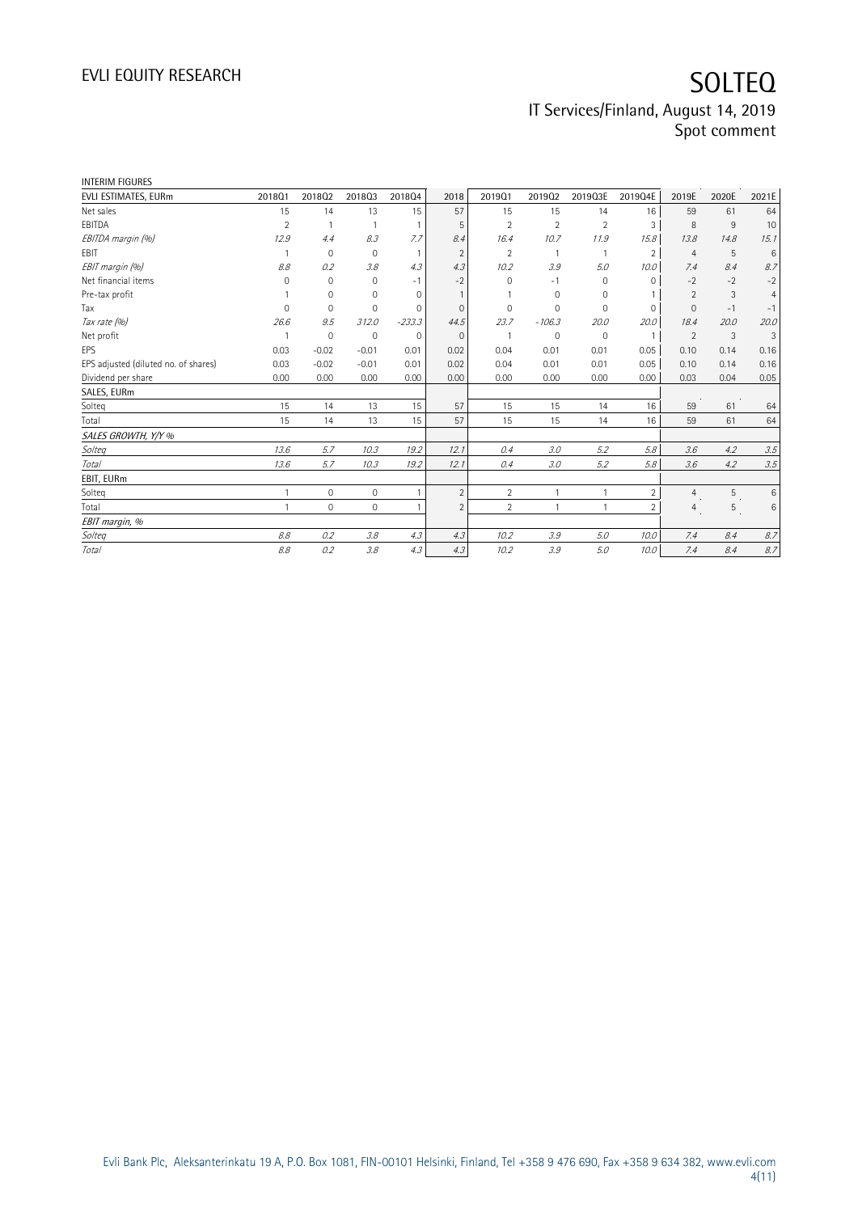INTERIM FIGURES

| EVLI ESTIMATES, EURm | 2018Q1 | 2018Q2 | 2018Q3 | 2018Q4 | 2018 | 2019Q1 | 2019Q2 | 2019Q3E | 2019Q4E | 2019E | 2020E | 2021E |
|---|---|---|---|---|---|---|---|---|---|---|---|---|
| Net sales | 15 | 14 | 13 | 15 | 57 | 15 | 15 | 14 | 16 | 59 | 61 | 64 |
| EBITDA | 2 | 1 | 1 | 1 | 5 | 2 | 2 | 2 | 3 | 8 | 9 | 10 |
| *EBITDA margin (%)* | *12.9* | *4.4* | *8.3* | *7.7* | *8.4* | *16.4* | *10.7* | *11.9* | *15.8* | *13.8* | *14.8* | *15.1* |
| EBIT | 1 | 0 | 0 | 1 | 2 | 2 | 1 | 1 | 2 | 4 | 5 | 6 |
| *EBIT margin (%)* | *8.8* | *0.2* | *3.8* | *4.3* | *4.3* | *10.2* | *3.9* | *5.0* | *10.0* | *7.4* | *8.4* | *8.7* |
| Net financial items | 0 | 0 | 0 | -1 | -2 | 0 | -1 | 0 | 0 | -2 | -2 | -2 |
| Pre-tax profit | 1 | 0 | 0 | 0 | 1 | 1 | 0 | 0 | 1 | 2 | 3 | 4 |
| Tax | 0 | 0 | 0 | 0 | 0 | 0 | 0 | 0 | 0 | 0 | -1 | -1 |
| *Tax rate (%)* | *26.6* | *9.5* | *312.0* | *-233.3* | *44.5* | *23.7* | *-106.3* | *20.0* | *20.0* | *18.4* | *20.0* | *20.0* |
| Net profit | 1 | 0 | 0 | 0 | 0 | 1 | 0 | 0 | 1 | 2 | 3 | 3 |
| EPS | 0.03 | -0.02 | -0.01 | 0.01 | 0.02 | 0.04 | 0.01 | 0.01 | 0.05 | 0.10 | 0.14 | 0.16 |
| EPS adjusted (diluted no. of shares) | 0.03 | -0.02 | -0.01 | 0.01 | 0.02 | 0.04 | 0.01 | 0.01 | 0.05 | 0.10 | 0.14 | 0.16 |
| Dividend per share | 0.00 | 0.00 | 0.00 | 0.00 | 0.00 | 0.00 | 0.00 | 0.00 | 0.00 | 0.03 | 0.04 | 0.05 |
| **SALES, EURm** | | | | | | | | | | | | |
| Solteq | 15 | 14 | 13 | 15 | 57 | 15 | 15 | 14 | 16 | 59 | 61 | 64 |
| Total | 15 | 14 | 13 | 15 | 57 | 15 | 15 | 14 | 16 | 59 | 61 | 64 |
| *SALES GROWTH, Y/Y %* | | | | | | | | | | | | |
| *Solteq* | *13.6* | *5.7* | *10.3* | *19.2* | *12.1* | *0.4* | *3.0* | *5.2* | *5.8* | *3.6* | *4.2* | *3.5* |
| *Total* | *13.6* | *5.7* | *10.3* | *19.2* | *12.1* | *0.4* | *3.0* | *5.2* | *5.8* | *3.6* | *4.2* | *3.5* |
| **EBIT, EURm** | | | | | | | | | | | | |
| Solteq | 1 | 0 | 0 | 1 | 2 | 2 | 1 | 1 | 2 | 4 | 5 | 6 |
| Total | 1 | 0 | 0 | 1 | 2 | 2 | 1 | 1 | 2 | 4 | 5 | 6 |
| *EBIT margin, %* | | | | | | | | | | | | |
| *Solteq* | *8.8* | *0.2* | *3.8* | *4.3* | *4.3* | *10.2* | *3.9* | *5.0* | *10.0* | *7.4* | *8.4* | *8.7* |
| *Total* | *8.8* | *0.2* | *3.8* | *4.3* | *4.3* | *10.2* | *3.9* | *5.0* | *10.0* | *7.4* | *8.4* | *8.7* |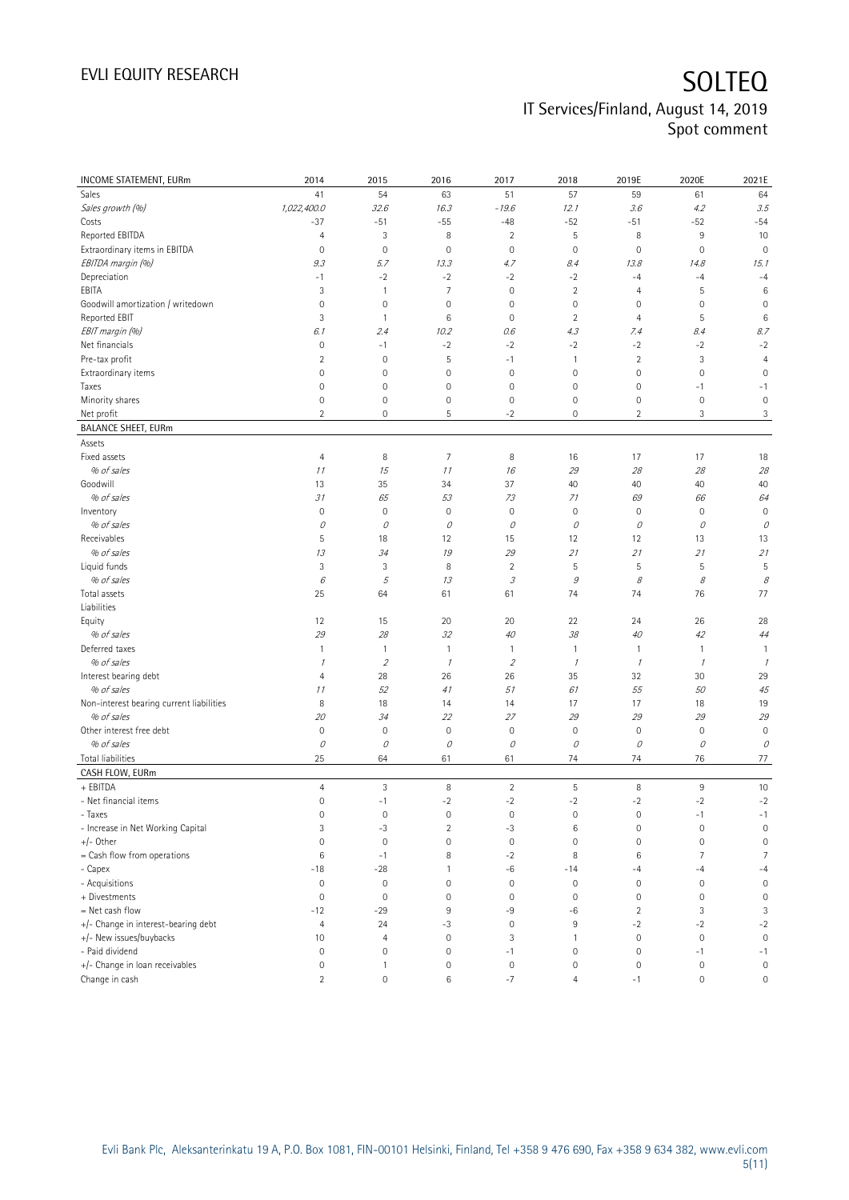# SOLTEQ

## IT Services/Finland, August 14, 2019
Spot comment

| INCOME STATEMENT, EURm | 2014 | 2015 | 2016 | 2017 | 2018 | 2019E | 2020E | 2021E |
|---|---|---|---|---|---|---|---|---|
| Sales | 41 | 54 | 63 | 51 | 57 | 59 | 61 | 64 |
| *Sales growth (%)* | *1,022,400.0* | *32.6* | *16.3* | *-19.6* | *12.1* | *3.6* | *4.2* | *3.5* |
| Costs | -37 | -51 | -55 | -48 | -52 | -51 | -52 | -54 |
| Reported EBITDA | 4 | 3 | 8 | 2 | 5 | 8 | 9 | 10 |
| Extraordinary items in EBITDA | 0 | 0 | 0 | 0 | 0 | 0 | 0 | 0 |
| *EBITDA margin (%)* | *9.3* | *5.7* | *13.3* | *4.7* | *8.4* | *13.8* | *14.8* | *15.1* |
| Depreciation | -1 | -2 | -2 | -2 | -2 | -4 | -4 | -4 |
| EBITA | 3 | 1 | 7 | 0 | 2 | 4 | 5 | 6 |
| Goodwill amortization / writedown | 0 | 0 | 0 | 0 | 0 | 0 | 0 | 0 |
| Reported EBIT | 3 | 1 | 6 | 0 | 2 | 4 | 5 | 6 |
| *EBIT margin (%)* | *6.1* | *2.4* | *10.2* | *0.6* | *4.3* | *7.4* | *8.4* | *8.7* |
| Net financials | 0 | -1 | -2 | -2 | -2 | -2 | -2 | -2 |
| Pre-tax profit | 2 | 0 | 5 | -1 | 1 | 2 | 3 | 4 |
| Extraordinary items | 0 | 0 | 0 | 0 | 0 | 0 | 0 | 0 |
| Taxes | 0 | 0 | 0 | 0 | 0 | 0 | -1 | -1 |
| Minority shares | 0 | 0 | 0 | 0 | 0 | 0 | 0 | 0 |
| Net profit | 2 | 0 | 5 | -2 | 0 | 2 | 3 | 3 |
| **BALANCE SHEET, EURm** | | | | | | | | |
| Assets | | | | | | | | |
| Fixed assets | 4 | 8 | 7 | 8 | 16 | 17 | 17 | 18 |
| *% of sales* | *11* | *15* | *11* | *16* | *29* | *28* | *28* | *28* |
| Goodwill | 13 | 35 | 34 | 37 | 40 | 40 | 40 | 40 |
| *% of sales* | *31* | *65* | *53* | *73* | *71* | *69* | *66* | *64* |
| Inventory | 0 | 0 | 0 | 0 | 0 | 0 | 0 | 0 |
| *% of sales* | *0* | *0* | *0* | *0* | *0* | *0* | *0* | *0* |
| Receivables | 5 | 18 | 12 | 15 | 12 | 12 | 13 | 13 |
| *% of sales* | *13* | *34* | *19* | *29* | *21* | *21* | *21* | *21* |
| Liquid funds | 3 | 3 | 8 | 2 | 5 | 5 | 5 | 5 |
| *% of sales* | *6* | *5* | *13* | *3* | *9* | *8* | *8* | *8* |
| Total assets | 25 | 64 | 61 | 61 | 74 | 74 | 76 | 77 |
| Liabilities | | | | | | | | |
| Equity | 12 | 15 | 20 | 20 | 22 | 24 | 26 | 28 |
| *% of sales* | *29* | *28* | *32* | *40* | *38* | *40* | *42* | *44* |
| Deferred taxes | 1 | 1 | 1 | 1 | 1 | 1 | 1 | 1 |
| *% of sales* | *1* | *2* | *1* | *2* | *1* | *1* | *1* | *1* |
| Interest bearing debt | 4 | 28 | 26 | 26 | 35 | 32 | 30 | 29 |
| *% of sales* | *11* | *52* | *41* | *51* | *61* | *55* | *50* | *45* |
| Non-interest bearing current liabilities | 8 | 18 | 14 | 14 | 17 | 17 | 18 | 19 |
| *% of sales* | *20* | *34* | *22* | *27* | *29* | *29* | *29* | *29* |
| Other interest free debt | 0 | 0 | 0 | 0 | 0 | 0 | 0 | 0 |
| *% of sales* | *0* | *0* | *0* | *0* | *0* | *0* | *0* | *0* |
| Total liabilities | 25 | 64 | 61 | 61 | 74 | 74 | 76 | 77 |
| **CASH FLOW, EURm** | | | | | | | | |
| + EBITDA | 4 | 3 | 8 | 2 | 5 | 8 | 9 | 10 |
| - Net financial items | 0 | -1 | -2 | -2 | -2 | -2 | -2 | -2 |
| - Taxes | 0 | 0 | 0 | 0 | 0 | 0 | -1 | -1 |
| - Increase in Net Working Capital | 3 | -3 | 2 | -3 | 6 | 0 | 0 | 0 |
| +/- Other | 0 | 0 | 0 | 0 | 0 | 0 | 0 | 0 |
| = Cash flow from operations | 6 | -1 | 8 | -2 | 8 | 6 | 7 | 7 |
| - Capex | -18 | -28 | 1 | -6 | -14 | -4 | -4 | -4 |
| - Acquisitions | 0 | 0 | 0 | 0 | 0 | 0 | 0 | 0 |
| + Divestments | 0 | 0 | 0 | 0 | 0 | 0 | 0 | 0 |
| = Net cash flow | -12 | -29 | 9 | -9 | -6 | 2 | 3 | 3 |
| +/- Change in interest-bearing debt | 4 | 24 | -3 | 0 | 9 | -2 | -2 | -2 |
| +/- New issues/buybacks | 10 | 4 | 0 | 3 | 1 | 0 | 0 | 0 |
| - Paid dividend | 0 | 0 | 0 | -1 | 0 | 0 | -1 | -1 |
| +/- Change in loan receivables | 0 | 1 | 0 | 0 | 0 | 0 | 0 | 0 |
| Change in cash | 2 | 0 | 6 | -7 | 4 | -1 | 0 | 0 |

Evli Bank Plc, Aleksanterinkatu 19 A, P.O. Box 1081, FIN-00101 Helsinki, Finland, Tel +358 9 476 690, Fax +358 9 634 382, www.evli.com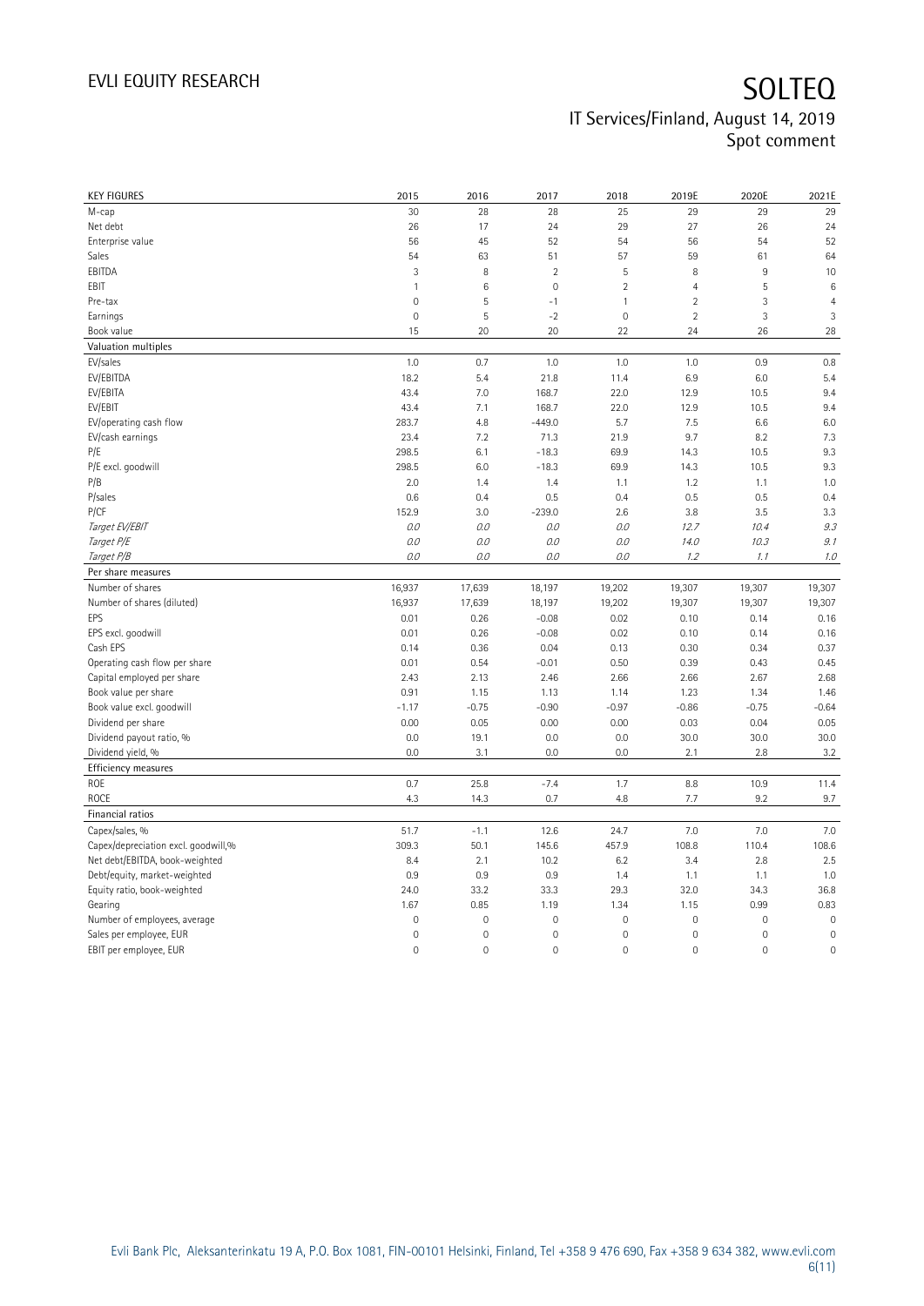| KEY FIGURES | 2015 | 2016 | 2017 | 2018 | 2019E | 2020E | 2021E |
|---|---|---|---|---|---|---|---|
| M-cap | 30 | 28 | 28 | 25 | 29 | 29 | 29 |
| Net debt | 26 | 17 | 24 | 29 | 27 | 26 | 24 |
| Enterprise value | 56 | 45 | 52 | 54 | 56 | 54 | 52 |
| Sales | 54 | 63 | 51 | 57 | 59 | 61 | 64 |
| EBITDA | 3 | 8 | 2 | 5 | 8 | 9 | 10 |
| EBIT | 1 | 6 | 0 | 2 | 4 | 5 | 6 |
| Pre-tax | 0 | 5 | -1 | 1 | 2 | 3 | 4 |
| Earnings | 0 | 5 | -2 | 0 | 2 | 3 | 3 |
| Book value | 15 | 20 | 20 | 22 | 24 | 26 | 28 |
| **Valuation multiples** | | | | | | | |
| EV/sales | 1.0 | 0.7 | 1.0 | 1.0 | 1.0 | 0.9 | 0.8 |
| EV/EBITDA | 18.2 | 5.4 | 21.8 | 11.4 | 6.9 | 6.0 | 5.4 |
| EV/EBITA | 43.4 | 7.0 | 168.7 | 22.0 | 12.9 | 10.5 | 9.4 |
| EV/EBIT | 43.4 | 7.1 | 168.7 | 22.0 | 12.9 | 10.5 | 9.4 |
| EV/operating cash flow | 283.7 | 4.8 | -449.0 | 5.7 | 7.5 | 6.6 | 6.0 |
| EV/cash earnings | 23.4 | 7.2 | 71.3 | 21.9 | 9.7 | 8.2 | 7.3 |
| P/E | 298.5 | 6.1 | -18.3 | 69.9 | 14.3 | 10.5 | 9.3 |
| P/E excl. goodwill | 298.5 | 6.0 | -18.3 | 69.9 | 14.3 | 10.5 | 9.3 |
| P/B | 2.0 | 1.4 | 1.4 | 1.1 | 1.2 | 1.1 | 1.0 |
| P/sales | 0.6 | 0.4 | 0.5 | 0.4 | 0.5 | 0.5 | 0.4 |
| P/CF | 152.9 | 3.0 | -239.0 | 2.6 | 3.8 | 3.5 | 3.3 |
| *Target EV/EBIT* | *0.0* | *0.0* | *0.0* | *0.0* | *12.7* | *10.4* | *9.3* |
| *Target P/E* | *0.0* | *0.0* | *0.0* | *0.0* | *14.0* | *10.3* | *9.1* |
| *Target P/B* | *0.0* | *0.0* | *0.0* | *0.0* | *1.2* | *1.1* | *1.0* |
| **Per share measures** | | | | | | | |
| Number of shares | 16,937 | 17,639 | 18,197 | 19,202 | 19,307 | 19,307 | 19,307 |
| Number of shares (diluted) | 16,937 | 17,639 | 18,197 | 19,202 | 19,307 | 19,307 | 19,307 |
| EPS | 0.01 | 0.26 | -0.08 | 0.02 | 0.10 | 0.14 | 0.16 |
| EPS excl. goodwill | 0.01 | 0.26 | -0.08 | 0.02 | 0.10 | 0.14 | 0.16 |
| Cash EPS | 0.14 | 0.36 | 0.04 | 0.13 | 0.30 | 0.34 | 0.37 |
| Operating cash flow per share | 0.01 | 0.54 | -0.01 | 0.50 | 0.39 | 0.43 | 0.45 |
| Capital employed per share | 2.43 | 2.13 | 2.46 | 2.66 | 2.66 | 2.67 | 2.68 |
| Book value per share | 0.91 | 1.15 | 1.13 | 1.14 | 1.23 | 1.34 | 1.46 |
| Book value excl. goodwill | -1.17 | -0.75 | -0.90 | -0.97 | -0.86 | -0.75 | -0.64 |
| Dividend per share | 0.00 | 0.05 | 0.00 | 0.00 | 0.03 | 0.04 | 0.05 |
| Dividend payout ratio, % | 0.0 | 19.1 | 0.0 | 0.0 | 30.0 | 30.0 | 30.0 |
| Dividend yield, % | 0.0 | 3.1 | 0.0 | 0.0 | 2.1 | 2.8 | 3.2 |
| **Efficiency measures** | | | | | | | |
| ROE | 0.7 | 25.8 | -7.4 | 1.7 | 8.8 | 10.9 | 11.4 |
| ROCE | 4.3 | 14.3 | 0.7 | 4.8 | 7.7 | 9.2 | 9.7 |
| **Financial ratios** | | | | | | | |
| Capex/sales, % | 51.7 | -1.1 | 12.6 | 24.7 | 7.0 | 7.0 | 7.0 |
| Capex/depreciation excl. goodwill,% | 309.3 | 50.1 | 145.6 | 457.9 | 108.8 | 110.4 | 108.6 |
| Net debt/EBITDA, book-weighted | 8.4 | 2.1 | 10.2 | 6.2 | 3.4 | 2.8 | 2.5 |
| Debt/equity, market-weighted | 0.9 | 0.9 | 0.9 | 1.4 | 1.1 | 1.1 | 1.0 |
| Equity ratio, book-weighted | 24.0 | 33.2 | 33.3 | 29.3 | 32.0 | 34.3 | 36.8 |
| Gearing | 1.67 | 0.85 | 1.19 | 1.34 | 1.15 | 0.99 | 0.83 |
| Number of employees, average | 0 | 0 | 0 | 0 | 0 | 0 | 0 |
| Sales per employee, EUR | 0 | 0 | 0 | 0 | 0 | 0 | 0 |
| EBIT per employee, EUR | 0 | 0 | 0 | 0 | 0 | 0 | 0 |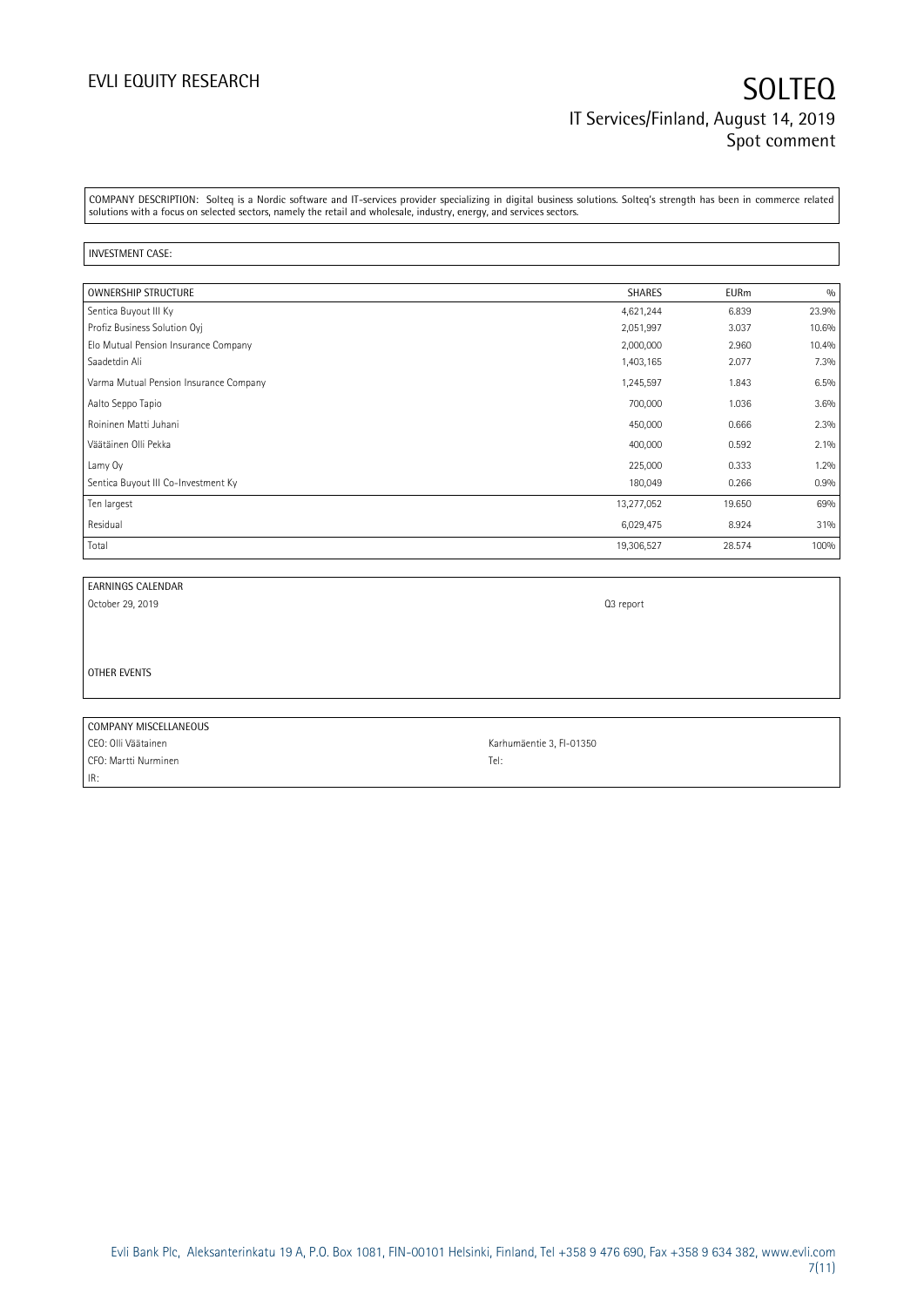COMPANY DESCRIPTION: Solteq is a Nordic software and IT-services provider specializing in digital business solutions. Solteq's strength has been in commerce related solutions with a focus on selected sectors, namely the retail and wholesale, industry, energy, and services sectors.

INVESTMENT CASE:

| OWNERSHIP STRUCTURE | SHARES | EURm | % |
|---|---|---|---|
| Sentica Buyout III Ky | 4,621,244 | 6.839 | 23.9% |
| Profiz Business Solution Oyj | 2,051,997 | 3.037 | 10.6% |
| Elo Mutual Pension Insurance Company | 2,000,000 | 2.960 | 10.4% |
| Saadetdin Ali | 1,403,165 | 2.077 | 7.3% |
| Varma Mutual Pension Insurance Company | 1,245,597 | 1.843 | 6.5% |
| Aalto Seppo Tapio | 700,000 | 1.036 | 3.6% |
| Roininen Matti Juhani | 450,000 | 0.666 | 2.3% |
| Väätäinen Olli Pekka | 400,000 | 0.592 | 2.1% |
| Lamy Oy | 225,000 | 0.333 | 1.2% |
| Sentica Buyout III Co-Investment Ky | 180,049 | 0.266 | 0.9% |
| Ten largest | 13,277,052 | 19.650 | 69% |
| Residual | 6,029,475 | 8.924 | 31% |
| Total | 19,306,527 | 28.574 | 100% |

| EARNINGS CALENDAR | |
|---|---|
| October 29, 2019 | Q3 report |

OTHER EVENTS

| COMPANY MISCELLANEOUS | |
|---|---|
| CEO: Olli Väätainen | Karhumäentie 3, FI-01350 |
| CFO: Martti Nurminen | Tel: |
| IR: | |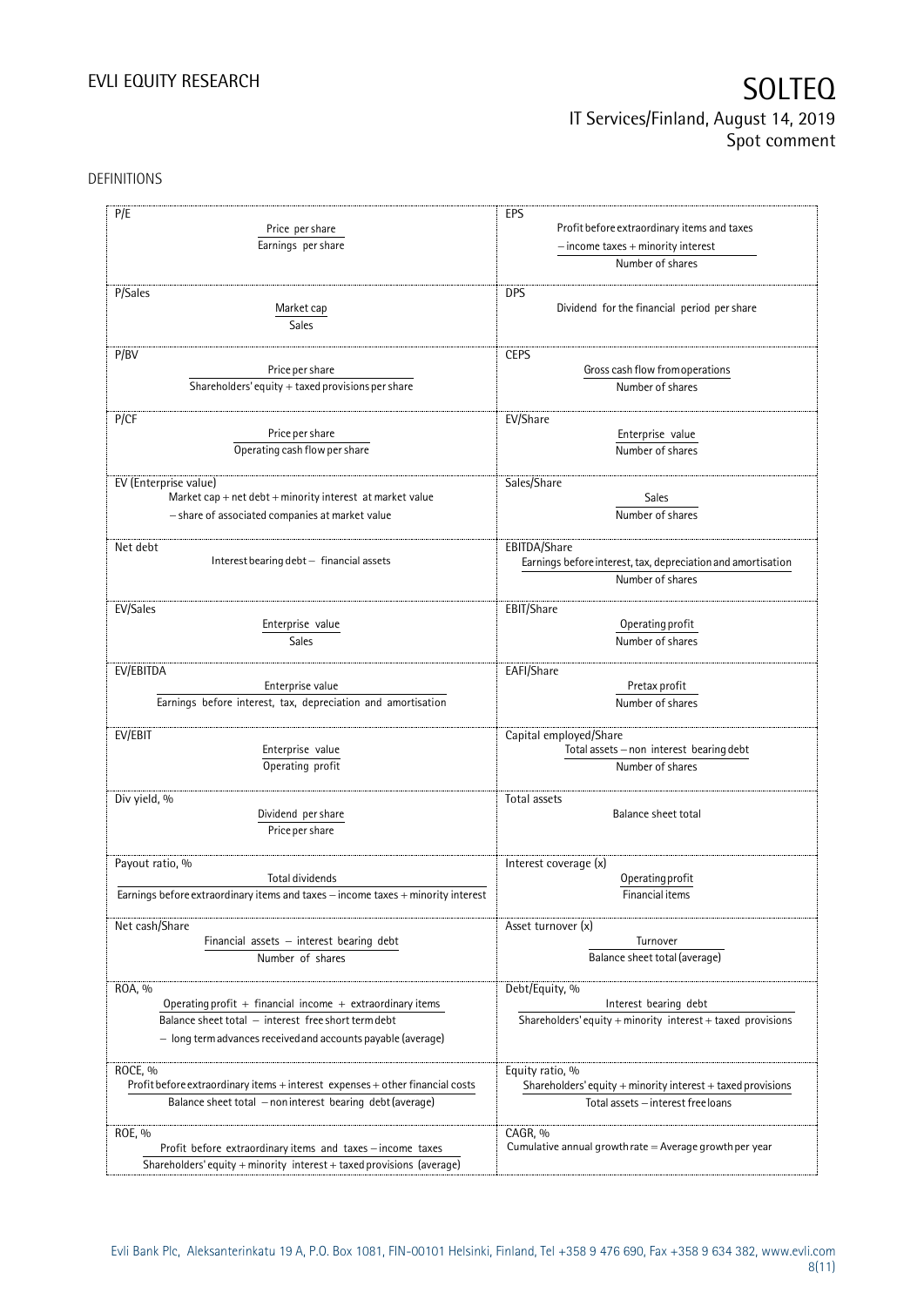DEFINITIONS

| | |
|---|---|
| **P/E**<br>$\frac{\text{Price per share}}{\text{Earnings per share}}$ | **EPS**<br>$\frac{\text{Profit before extraordinary items and taxes} - \text{income taxes} + \text{minority interest}}{\text{Number of shares}}$ |
| **P/Sales**<br>$\frac{\text{Market cap}}{\text{Sales}}$ | **DPS**<br>Dividend for the financial period per share |
| **P/BV**<br>$\frac{\text{Price per share}}{\text{Shareholders' equity} + \text{taxed provisions per share}}$ | **CEPS**<br>$\frac{\text{Gross cash flow from operations}}{\text{Number of shares}}$ |
| **P/CF**<br>$\frac{\text{Price per share}}{\text{Operating cash flow per share}}$ | **EV/Share**<br>$\frac{\text{Enterprise value}}{\text{Number of shares}}$ |
| **EV (Enterprise value)**<br>Market cap + net debt + minority interest at market value − share of associated companies at market value | **Sales/Share**<br>$\frac{\text{Sales}}{\text{Number of shares}}$ |
| **Net debt**<br>Interest bearing debt − financial assets | **EBITDA/Share**<br>$\frac{\text{Earnings before interest, tax, depreciation and amortisation}}{\text{Number of shares}}$ |
| **EV/Sales**<br>$\frac{\text{Enterprise value}}{\text{Sales}}$ | **EBIT/Share**<br>$\frac{\text{Operating profit}}{\text{Number of shares}}$ |
| **EV/EBITDA**<br>$\frac{\text{Enterprise value}}{\text{Earnings before interest, tax, depreciation and amortisation}}$ | **EAFI/Share**<br>$\frac{\text{Pretax profit}}{\text{Number of shares}}$ |
| **EV/EBIT**<br>$\frac{\text{Enterprise value}}{\text{Operating profit}}$ | **Capital employed/Share**<br>$\frac{\text{Total assets} - \text{non interest bearing debt}}{\text{Number of shares}}$ |
| **Div yield, %**<br>$\frac{\text{Dividend per share}}{\text{Price per share}}$ | **Total assets**<br>Balance sheet total |
| **Payout ratio, %**<br>$\frac{\text{Total dividends}}{\text{Earnings before extraordinary items and taxes} - \text{income taxes} + \text{minority interest}}$ | **Interest coverage (x)**<br>$\frac{\text{Operating profit}}{\text{Financial items}}$ |
| **Net cash/Share**<br>$\frac{\text{Financial assets} - \text{interest bearing debt}}{\text{Number of shares}}$ | **Asset turnover (x)**<br>$\frac{\text{Turnover}}{\text{Balance sheet total (average)}}$ |
| **ROA, %**<br>$\frac{\text{Operating profit} + \text{financial income} + \text{extraordinary items}}{\text{Balance sheet total} - \text{interest free short term debt} - \text{long term advances received and accounts payable (average)}}$ | **Debt/Equity, %**<br>$\frac{\text{Interest bearing debt}}{\text{Shareholders' equity} + \text{minority interest} + \text{taxed provisions}}$ |
| **ROCE, %**<br>$\frac{\text{Profit before extraordinary items} + \text{interest expenses} + \text{other financial costs}}{\text{Balance sheet total} - \text{non interest bearing debt (average)}}$ | **Equity ratio, %**<br>$\frac{\text{Shareholders' equity} + \text{minority interest} + \text{taxed provisions}}{\text{Total assets} - \text{interest free loans}}$ |
| **ROE, %**<br>$\frac{\text{Profit before extraordinary items and taxes} - \text{income taxes}}{\text{Shareholders' equity} + \text{minority interest} + \text{taxed provisions (average)}}$ | **CAGR, %**<br>Cumulative annual growth rate = Average growth per year |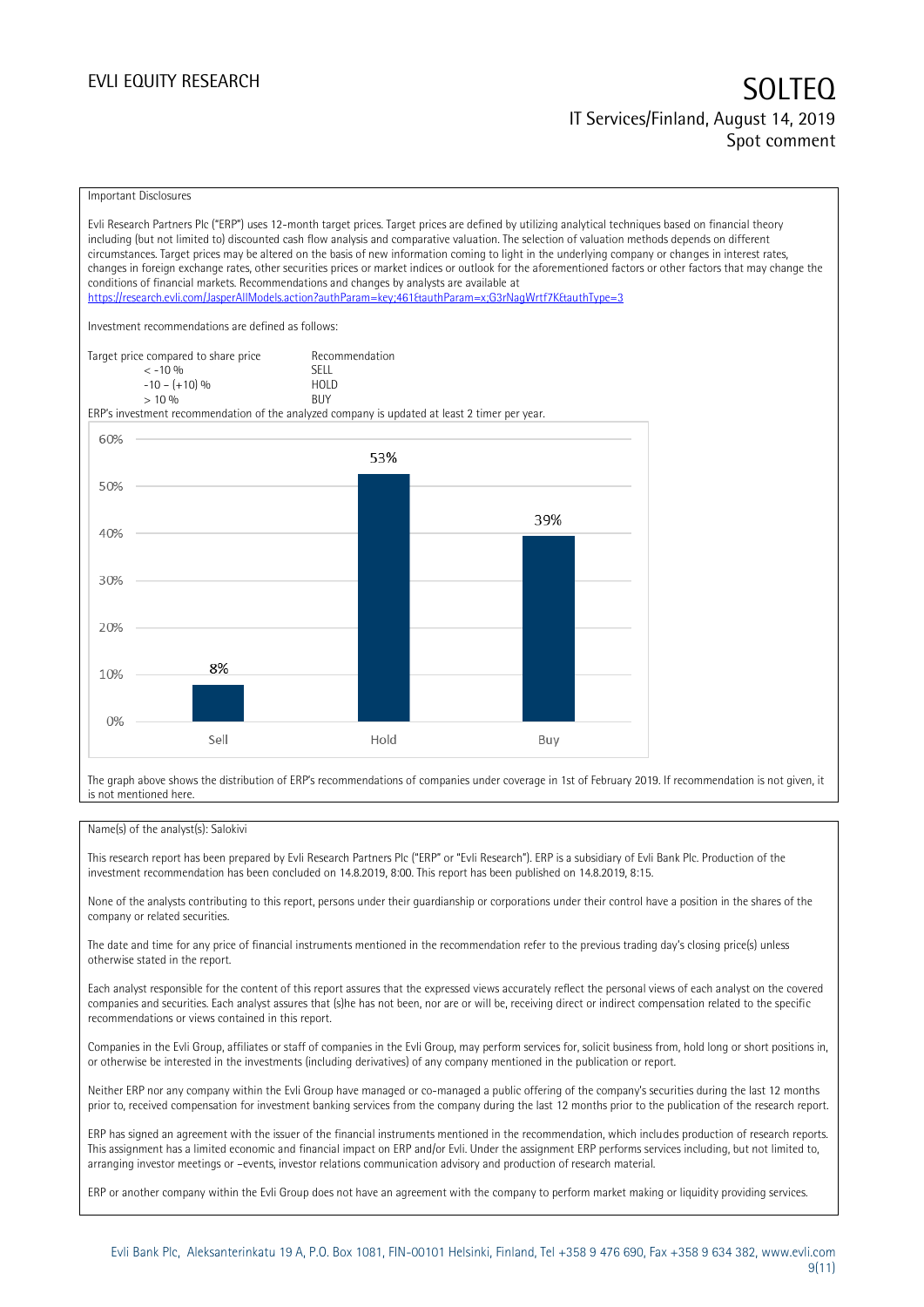Important Disclosures

Evli Research Partners Plc ("ERP") uses 12-month target prices. Target prices are defined by utilizing analytical techniques based on financial theory including (but not limited to) discounted cash flow analysis and comparative valuation. The selection of valuation methods depends on different circumstances. Target prices may be altered on the basis of new information coming to light in the underlying company or changes in interest rates, changes in foreign exchange rates, other securities prices or market indices or outlook for the aforementioned factors or other factors that may change the conditions of financial markets. Recommendations and changes by analysts are available at https://research.evli.com/JasperAllModels.action?authParam=key;461&authParam=x;G3rNagWrtf7K&authType=3

Investment recommendations are defined as follows:

| Target price compared to share price | Recommendation |
| --- | --- |
| < -10 % | SELL |
| -10 – (+10) % | HOLD |
| > 10 % | BUY |

ERP's investment recommendation of the analyzed company is updated at least 2 timer per year.

| | Sell | Hold | Buy |
| --- | --- | --- | --- |
| Share of recommendations | 8% | 53% | 39% |

The graph above shows the distribution of ERP's recommendations of companies under coverage in 1st of February 2019. If recommendation is not given, it is not mentioned here.

Name(s) of the analyst(s): Salokivi

This research report has been prepared by Evli Research Partners Plc ("ERP" or "Evli Research"). ERP is a subsidiary of Evli Bank Plc. Production of the investment recommendation has been concluded on 14.8.2019, 8:00. This report has been published on 14.8.2019, 8:15.

None of the analysts contributing to this report, persons under their guardianship or corporations under their control have a position in the shares of the company or related securities.

The date and time for any price of financial instruments mentioned in the recommendation refer to the previous trading day's closing price(s) unless otherwise stated in the report.

Each analyst responsible for the content of this report assures that the expressed views accurately reflect the personal views of each analyst on the covered companies and securities. Each analyst assures that (s)he has not been, nor are or will be, receiving direct or indirect compensation related to the specific recommendations or views contained in this report.

Companies in the Evli Group, affiliates or staff of companies in the Evli Group, may perform services for, solicit business from, hold long or short positions in, or otherwise be interested in the investments (including derivatives) of any company mentioned in the publication or report.

Neither ERP nor any company within the Evli Group have managed or co-managed a public offering of the company's securities during the last 12 months prior to, received compensation for investment banking services from the company during the last 12 months prior to the publication of the research report.

ERP has signed an agreement with the issuer of the financial instruments mentioned in the recommendation, which includes production of research reports. This assignment has a limited economic and financial impact on ERP and/or Evli. Under the assignment ERP performs services including, but not limited to, arranging investor meetings or –events, investor relations communication advisory and production of research material.

ERP or another company within the Evli Group does not have an agreement with the company to perform market making or liquidity providing services.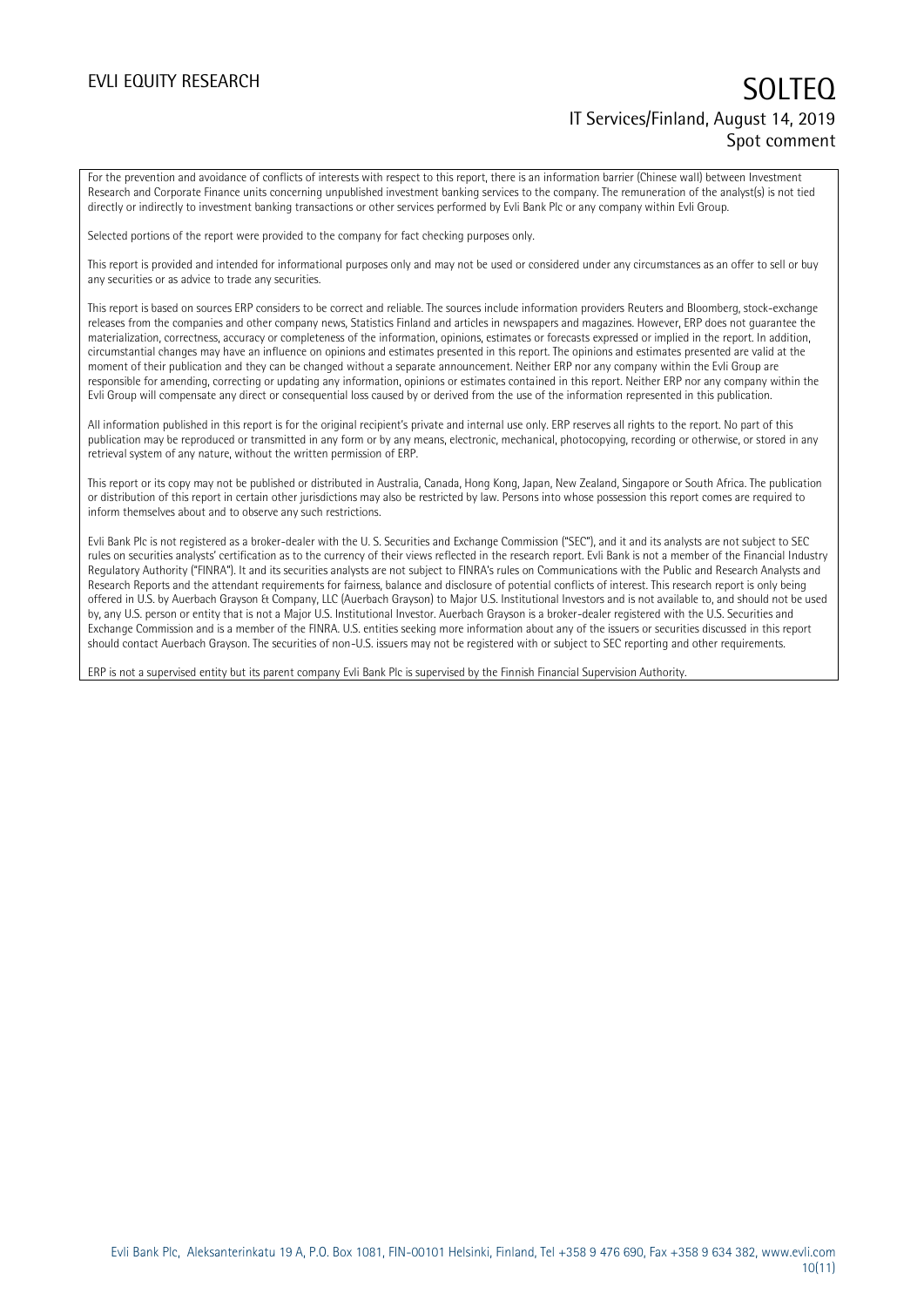For the prevention and avoidance of conflicts of interests with respect to this report, there is an information barrier (Chinese wall) between Investment Research and Corporate Finance units concerning unpublished investment banking services to the company. The remuneration of the analyst(s) is not tied directly or indirectly to investment banking transactions or other services performed by Evli Bank Plc or any company within Evli Group.

Selected portions of the report were provided to the company for fact checking purposes only.

This report is provided and intended for informational purposes only and may not be used or considered under any circumstances as an offer to sell or buy any securities or as advice to trade any securities.

This report is based on sources ERP considers to be correct and reliable. The sources include information providers Reuters and Bloomberg, stock-exchange releases from the companies and other company news, Statistics Finland and articles in newspapers and magazines. However, ERP does not guarantee the materialization, correctness, accuracy or completeness of the information, opinions, estimates or forecasts expressed or implied in the report. In addition, circumstantial changes may have an influence on opinions and estimates presented in this report. The opinions and estimates presented are valid at the moment of their publication and they can be changed without a separate announcement. Neither ERP nor any company within the Evli Group are responsible for amending, correcting or updating any information, opinions or estimates contained in this report. Neither ERP nor any company within the Evli Group will compensate any direct or consequential loss caused by or derived from the use of the information represented in this publication.

All information published in this report is for the original recipient's private and internal use only. ERP reserves all rights to the report. No part of this publication may be reproduced or transmitted in any form or by any means, electronic, mechanical, photocopying, recording or otherwise, or stored in any retrieval system of any nature, without the written permission of ERP.

This report or its copy may not be published or distributed in Australia, Canada, Hong Kong, Japan, New Zealand, Singapore or South Africa. The publication or distribution of this report in certain other jurisdictions may also be restricted by law. Persons into whose possession this report comes are required to inform themselves about and to observe any such restrictions.

Evli Bank Plc is not registered as a broker-dealer with the U. S. Securities and Exchange Commission ("SEC"), and it and its analysts are not subject to SEC rules on securities analysts' certification as to the currency of their views reflected in the research report. Evli Bank is not a member of the Financial Industry Regulatory Authority ("FINRA"). It and its securities analysts are not subject to FINRA's rules on Communications with the Public and Research Analysts and Research Reports and the attendant requirements for fairness, balance and disclosure of potential conflicts of interest. This research report is only being offered in U.S. by Auerbach Grayson & Company, LLC (Auerbach Grayson) to Major U.S. Institutional Investors and is not available to, and should not be used by, any U.S. person or entity that is not a Major U.S. Institutional Investor. Auerbach Grayson is a broker-dealer registered with the U.S. Securities and Exchange Commission and is a member of the FINRA. U.S. entities seeking more information about any of the issuers or securities discussed in this report should contact Auerbach Grayson. The securities of non-U.S. issuers may not be registered with or subject to SEC reporting and other requirements.

ERP is not a supervised entity but its parent company Evli Bank Plc is supervised by the Finnish Financial Supervision Authority.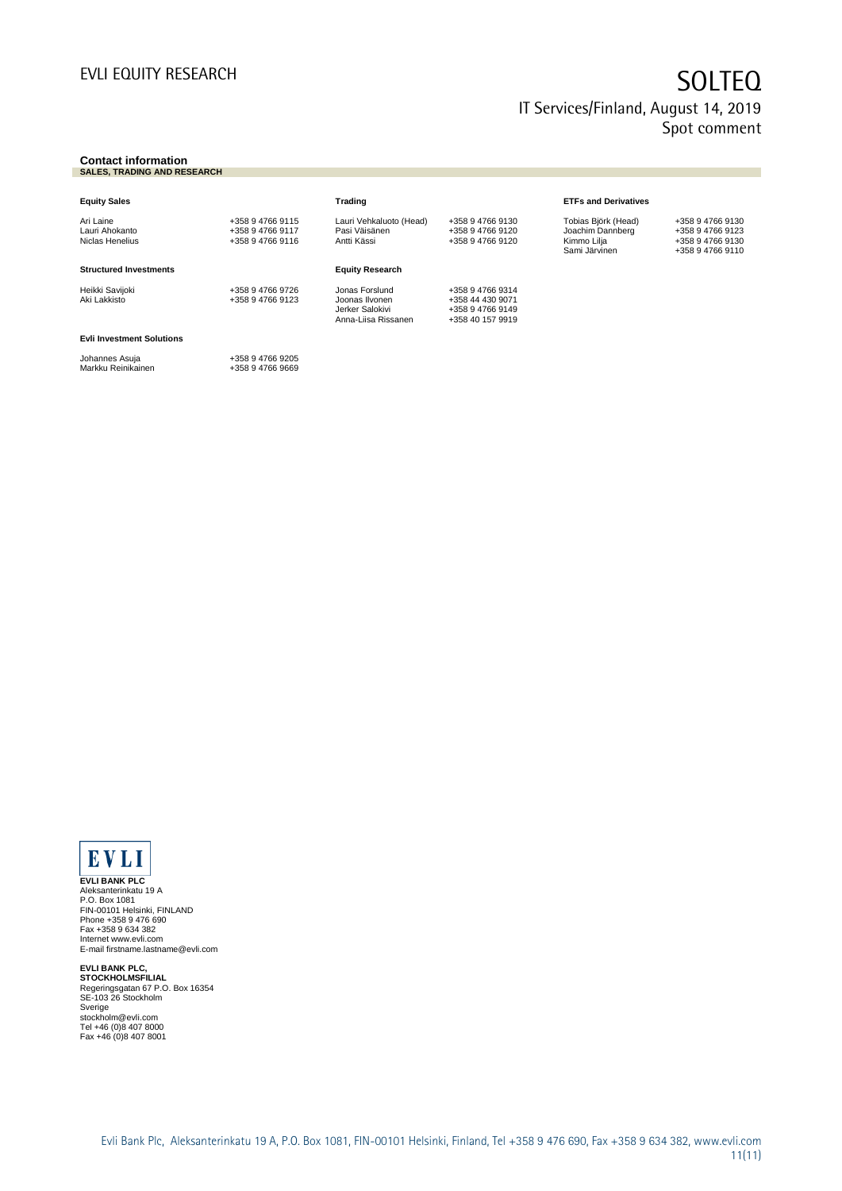## Contact information

**SALES, TRADING AND RESEARCH**

**Equity Sales**

| | |
|---|---|
| Ari Laine | +358 9 4766 9115 |
| Lauri Ahokanto | +358 9 4766 9117 |
| Niclas Henelius | +358 9 4766 9116 |

**Structured Investments**

| | |
|---|---|
| Heikki Savijoki | +358 9 4766 9726 |
| Aki Lakkisto | +358 9 4766 9123 |

**Evli Investment Solutions**

| | |
|---|---|
| Johannes Asuja | +358 9 4766 9205 |
| Markku Reinikainen | +358 9 4766 9669 |

**Trading**

| | |
|---|---|
| Lauri Vehkaluoto (Head) | +358 9 4766 9130 |
| Pasi Väisänen | +358 9 4766 9120 |
| Antti Kässi | +358 9 4766 9120 |

**Equity Research**

| | |
|---|---|
| Jonas Forslund | +358 9 4766 9314 |
| Joonas Ilvonen | +358 44 430 9071 |
| Jerker Salokivi | +358 9 4766 9149 |
| Anna-Liisa Rissanen | +358 40 157 9919 |

**ETFs and Derivatives**

| | |
|---|---|
| Tobias Björk (Head) | +358 9 4766 9130 |
| Joachim Dannberg | +358 9 4766 9123 |
| Kimmo Lilja | +358 9 4766 9130 |
| Sami Järvinen | +358 9 4766 9110 |

**EVLI BANK PLC**
Aleksanterinkatu 19 A
P.O. Box 1081
FIN-00101 Helsinki, FINLAND
Phone +358 9 476 690
Fax +358 9 634 382
Internet www.evli.com
E-mail firstname.lastname@evli.com

**EVLI BANK PLC, STOCKHOLMSFILIAL**
Regeringsgatan 67 P.O. Box 16354
SE-103 26 Stockholm
Sverige
stockholm@evli.com
Tel +46 (0)8 407 8000
Fax +46 (0)8 407 8001